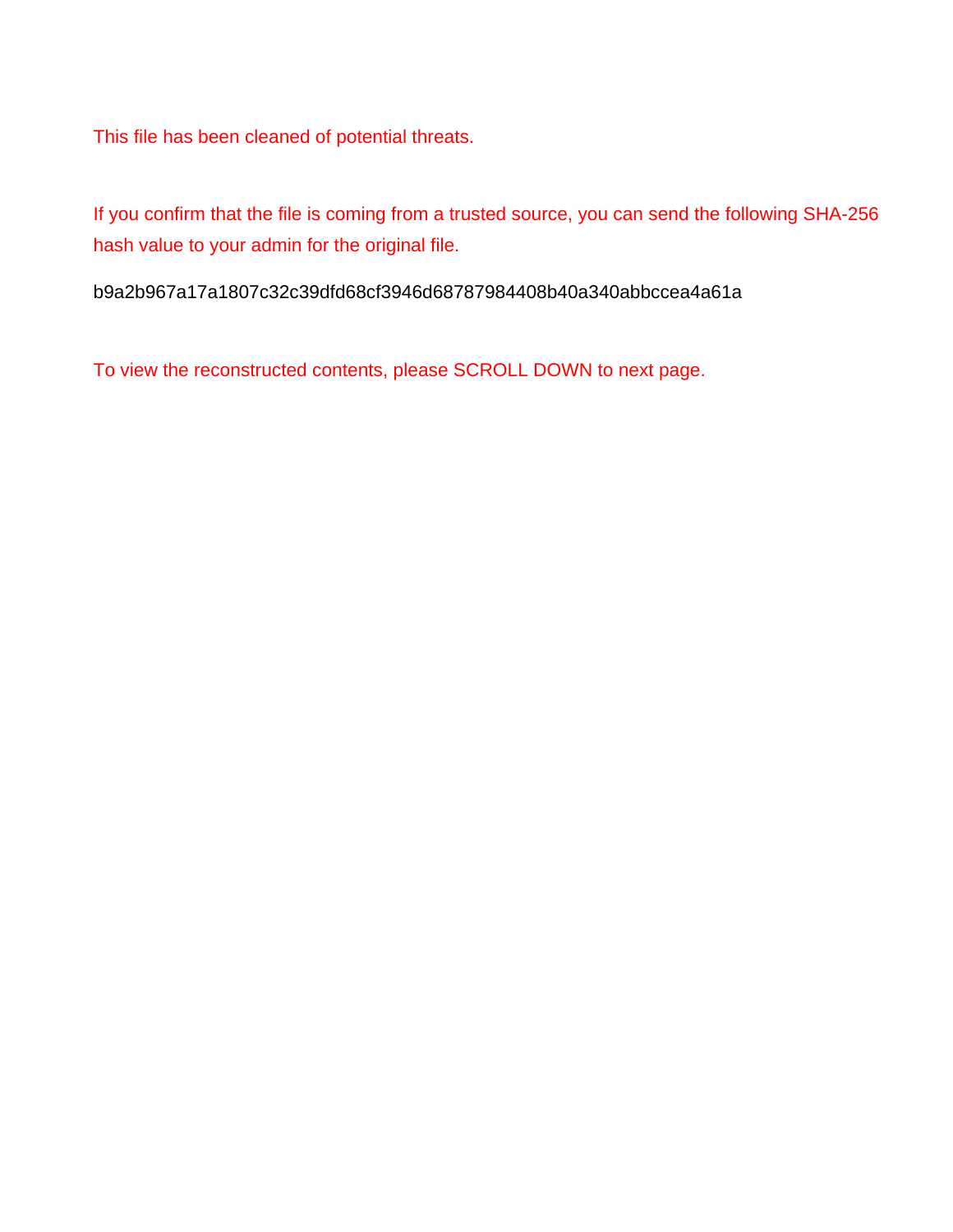This file has been cleaned of potential threats.

If you confirm that the file is coming from a trusted source, you can send the following SHA-256 hash value to your admin for the original file.

b9a2b967a17a1807c32c39dfd68cf3946d68787984408b40a340abbccea4a61a

To view the reconstructed contents, please SCROLL DOWN to next page.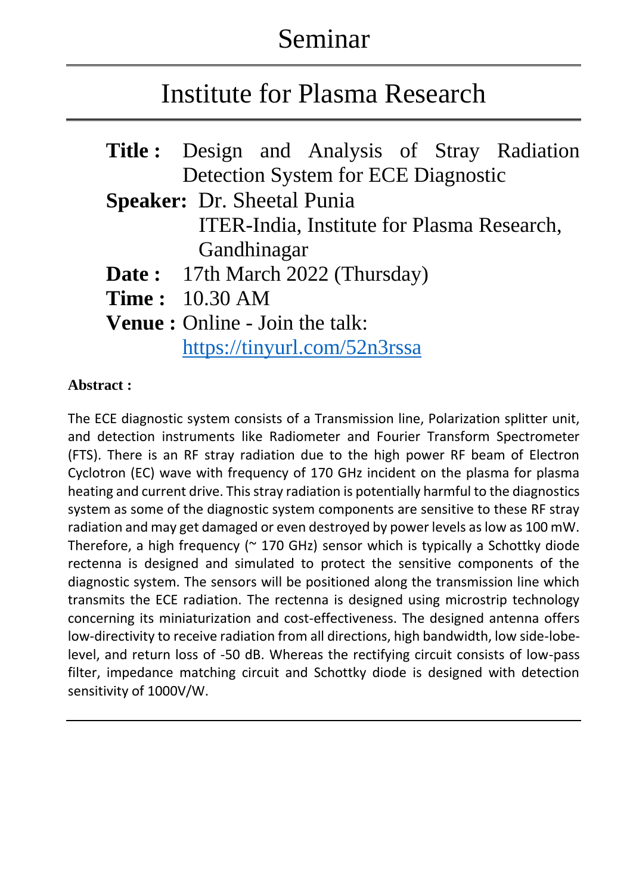# Seminar

---

# Institute for Plasma Research

---

**Title :** Design and Analysis of Stray Radiation Detection System for ECE Diagnostic

**Speaker:** Dr. Sheetal Punia
ITER-India, Institute for Plasma Research, Gandhinagar

**Date :** 17th March 2022 (Thursday)

**Time :** 10.30 AM

**Venue :** Online - Join the talk: https://tinyurl.com/52n3rssa

**Abstract :**

The ECE diagnostic system consists of a Transmission line, Polarization splitter unit, and detection instruments like Radiometer and Fourier Transform Spectrometer (FTS). There is an RF stray radiation due to the high power RF beam of Electron Cyclotron (EC) wave with frequency of 170 GHz incident on the plasma for plasma heating and current drive. This stray radiation is potentially harmful to the diagnostics system as some of the diagnostic system components are sensitive to these RF stray radiation and may get damaged or even destroyed by power levels as low as 100 mW. Therefore, a high frequency (~ 170 GHz) sensor which is typically a Schottky diode rectenna is designed and simulated to protect the sensitive components of the diagnostic system. The sensors will be positioned along the transmission line which transmits the ECE radiation. The rectenna is designed using microstrip technology concerning its miniaturization and cost-effectiveness. The designed antenna offers low-directivity to receive radiation from all directions, high bandwidth, low side-lobe-level, and return loss of -50 dB. Whereas the rectifying circuit consists of low-pass filter, impedance matching circuit and Schottky diode is designed with detection sensitivity of 1000V/W.